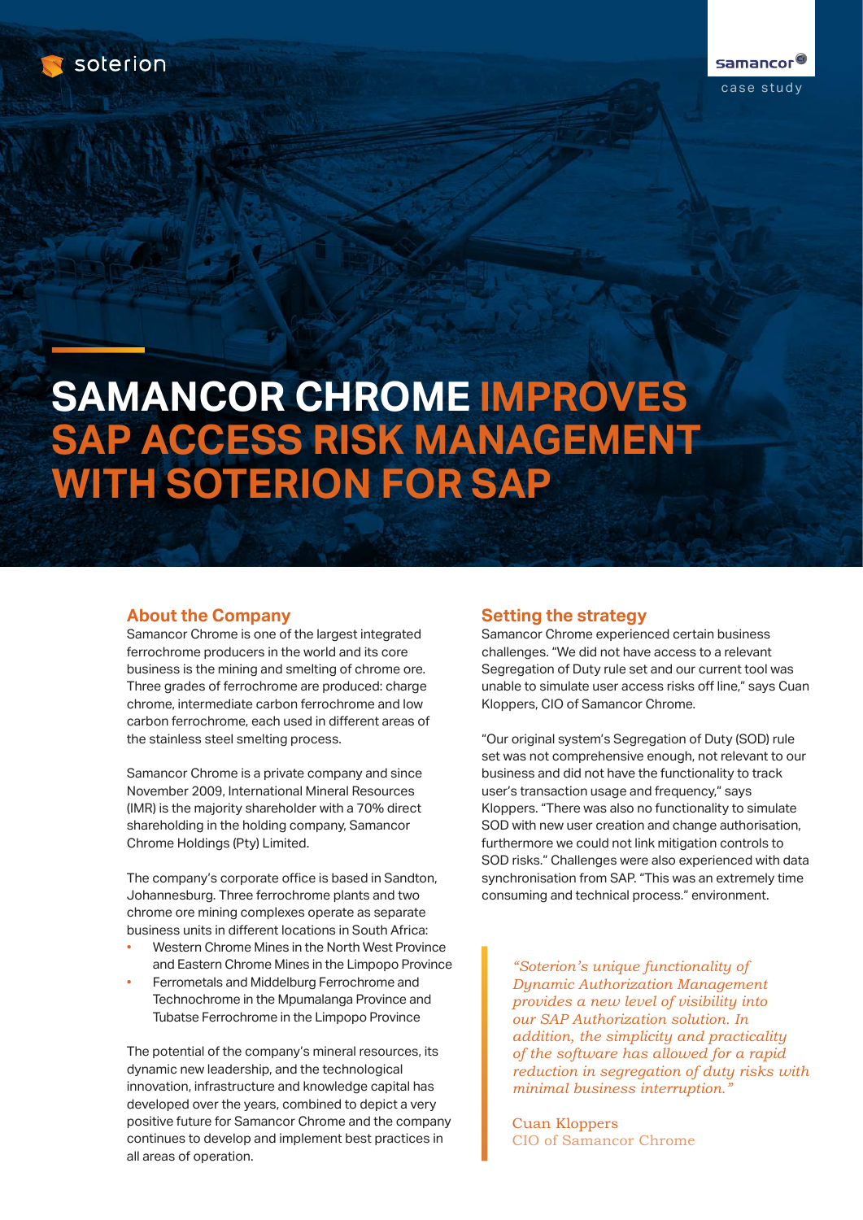soterion

samancor

case study

# SAMANCOR CHROME IMPROVES SAP ACCESS RISK MANAGEMENT WITH SOTERION FOR SAP

## About the Company

Samancor Chrome is one of the largest integrated ferrochrome producers in the world and its core business is the mining and smelting of chrome ore. Three grades of ferrochrome are produced: charge chrome, intermediate carbon ferrochrome and low carbon ferrochrome, each used in different areas of the stainless steel smelting process.

Samancor Chrome is a private company and since November 2009, International Mineral Resources (IMR) is the majority shareholder with a 70% direct shareholding in the holding company, Samancor Chrome Holdings (Pty) Limited.

The company's corporate office is based in Sandton, Johannesburg. Three ferrochrome plants and two chrome ore mining complexes operate as separate business units in different locations in South Africa:

- Western Chrome Mines in the North West Province and Eastern Chrome Mines in the Limpopo Province
- Ferrometals and Middelburg Ferrochrome and Technochrome in the Mpumalanga Province and Tubatse Ferrochrome in the Limpopo Province

The potential of the company's mineral resources, its dynamic new leadership, and the technological innovation, infrastructure and knowledge capital has developed over the years, combined to depict a very positive future for Samancor Chrome and the company continues to develop and implement best practices in all areas of operation.

## Setting the strategy

Samancor Chrome experienced certain business challenges. "We did not have access to a relevant Segregation of Duty rule set and our current tool was unable to simulate user access risks off line," says Cuan Kloppers, CIO of Samancor Chrome.

"Our original system's Segregation of Duty (SOD) rule set was not comprehensive enough, not relevant to our business and did not have the functionality to track user's transaction usage and frequency," says Kloppers. "There was also no functionality to simulate SOD with new user creation and change authorisation, furthermore we could not link mitigation controls to SOD risks." Challenges were also experienced with data synchronisation from SAP. "This was an extremely time consuming and technical process." environment.

> *"Soterion's unique functionality of Dynamic Authorization Management provides a new level of visibility into our SAP Authorization solution. In addition, the simplicity and practicality of the software has allowed for a rapid reduction in segregation of duty risks with minimal business interruption."*
>
> Cuan Kloppers
> CIO of Samancor Chrome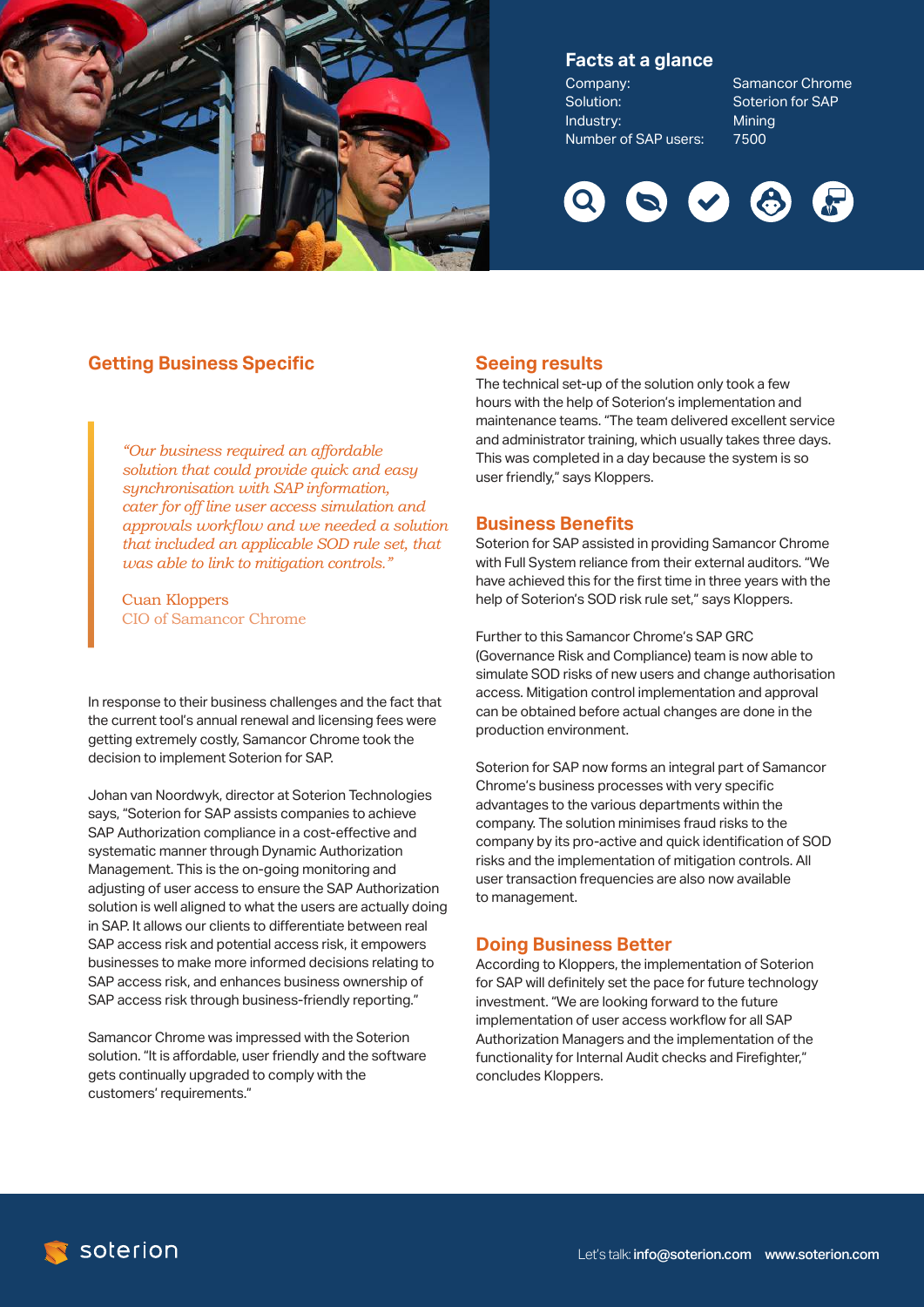## Facts at a glance

| | |
|---|---|
| Company: | Samancor Chrome |
| Solution: | Soterion for SAP |
| Industry: | Mining |
| Number of SAP users: | 7500 |

## Getting Business Specific

> *"Our business required an affordable solution that could provide quick and easy synchronisation with SAP information, cater for off line user access simulation and approvals workflow and we needed a solution that included an applicable SOD rule set, that was able to link to mitigation controls."*
>
> Cuan Kloppers
> CIO of Samancor Chrome

In response to their business challenges and the fact that the current tool's annual renewal and licensing fees were getting extremely costly, Samancor Chrome took the decision to implement Soterion for SAP.

Johan van Noordwyk, director at Soterion Technologies says, "Soterion for SAP assists companies to achieve SAP Authorization compliance in a cost-effective and systematic manner through Dynamic Authorization Management. This is the on-going monitoring and adjusting of user access to ensure the SAP Authorization solution is well aligned to what the users are actually doing in SAP. It allows our clients to differentiate between real SAP access risk and potential access risk, it empowers businesses to make more informed decisions relating to SAP access risk, and enhances business ownership of SAP access risk through business-friendly reporting."

Samancor Chrome was impressed with the Soterion solution. "It is affordable, user friendly and the software gets continually upgraded to comply with the customers' requirements."

## Seeing results

The technical set-up of the solution only took a few hours with the help of Soterion's implementation and maintenance teams. "The team delivered excellent service and administrator training, which usually takes three days. This was completed in a day because the system is so user friendly," says Kloppers.

## Business Benefits

Soterion for SAP assisted in providing Samancor Chrome with Full System reliance from their external auditors. "We have achieved this for the first time in three years with the help of Soterion's SOD risk rule set," says Kloppers.

Further to this Samancor Chrome's SAP GRC (Governance Risk and Compliance) team is now able to simulate SOD risks of new users and change authorisation access. Mitigation control implementation and approval can be obtained before actual changes are done in the production environment.

Soterion for SAP now forms an integral part of Samancor Chrome's business processes with very specific advantages to the various departments within the company. The solution minimises fraud risks to the company by its pro-active and quick identification of SOD risks and the implementation of mitigation controls. All user transaction frequencies are also now available to management.

## Doing Business Better

According to Kloppers, the implementation of Soterion for SAP will definitely set the pace for future technology investment. "We are looking forward to the future implementation of user access workflow for all SAP Authorization Managers and the implementation of the functionality for Internal Audit checks and Firefighter," concludes Kloppers.

soterion

Let's talk: **info@soterion.com** **www.soterion.com**